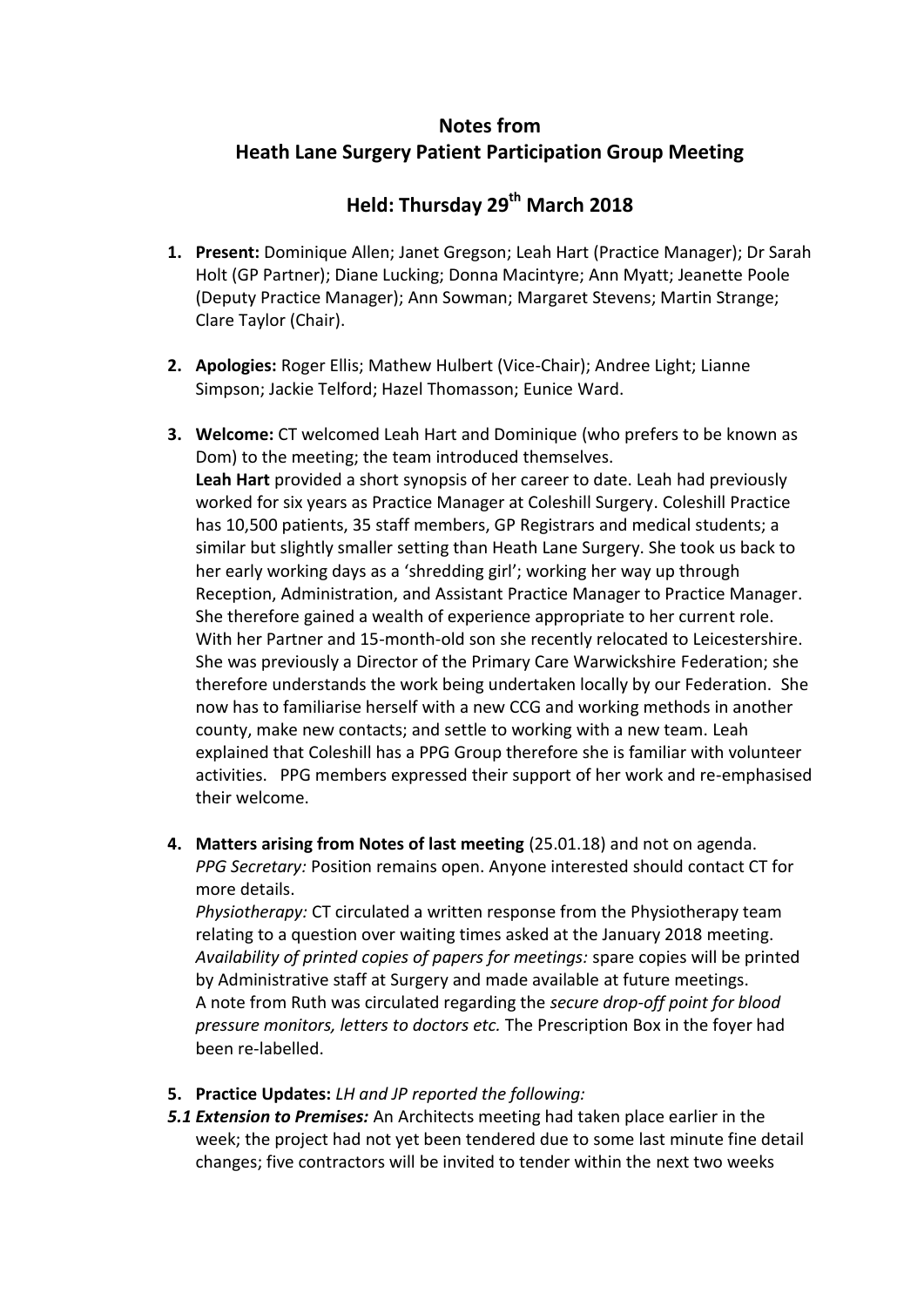# Notes from
# Heath Lane Surgery Patient Participation Group Meeting

## Held: Thursday 29th March 2018

1. **Present:** Dominique Allen; Janet Gregson; Leah Hart (Practice Manager); Dr Sarah Holt (GP Partner); Diane Lucking; Donna Macintyre; Ann Myatt; Jeanette Poole (Deputy Practice Manager); Ann Sowman; Margaret Stevens; Martin Strange; Clare Taylor (Chair).

2. **Apologies:** Roger Ellis; Mathew Hulbert (Vice-Chair); Andree Light; Lianne Simpson; Jackie Telford; Hazel Thomasson; Eunice Ward.

3. **Welcome:** CT welcomed Leah Hart and Dominique (who prefers to be known as Dom) to the meeting; the team introduced themselves.
   **Leah Hart** provided a short synopsis of her career to date. Leah had previously worked for six years as Practice Manager at Coleshill Surgery. Coleshill Practice has 10,500 patients, 35 staff members, GP Registrars and medical students; a similar but slightly smaller setting than Heath Lane Surgery. She took us back to her early working days as a 'shredding girl'; working her way up through Reception, Administration, and Assistant Practice Manager to Practice Manager. She therefore gained a wealth of experience appropriate to her current role. With her Partner and 15-month-old son she recently relocated to Leicestershire. She was previously a Director of the Primary Care Warwickshire Federation; she therefore understands the work being undertaken locally by our Federation. She now has to familiarise herself with a new CCG and working methods in another county, make new contacts; and settle to working with a new team. Leah explained that Coleshill has a PPG Group therefore she is familiar with volunteer activities. PPG members expressed their support of her work and re-emphasised their welcome.

4. **Matters arising from Notes of last meeting** (25.01.18) and not on agenda.
   *PPG Secretary:* Position remains open. Anyone interested should contact CT for more details.
   *Physiotherapy:* CT circulated a written response from the Physiotherapy team relating to a question over waiting times asked at the January 2018 meeting.
   *Availability of printed copies of papers for meetings:* spare copies will be printed by Administrative staff at Surgery and made available at future meetings.
   A note from Ruth was circulated regarding the *secure drop-off point for blood pressure monitors, letters to doctors etc.* The Prescription Box in the foyer had been re-labelled.

5. **Practice Updates:** *LH and JP reported the following:*

**5.1 Extension to Premises:** An Architects meeting had taken place earlier in the week; the project had not yet been tendered due to some last minute fine detail changes; five contractors will be invited to tender within the next two weeks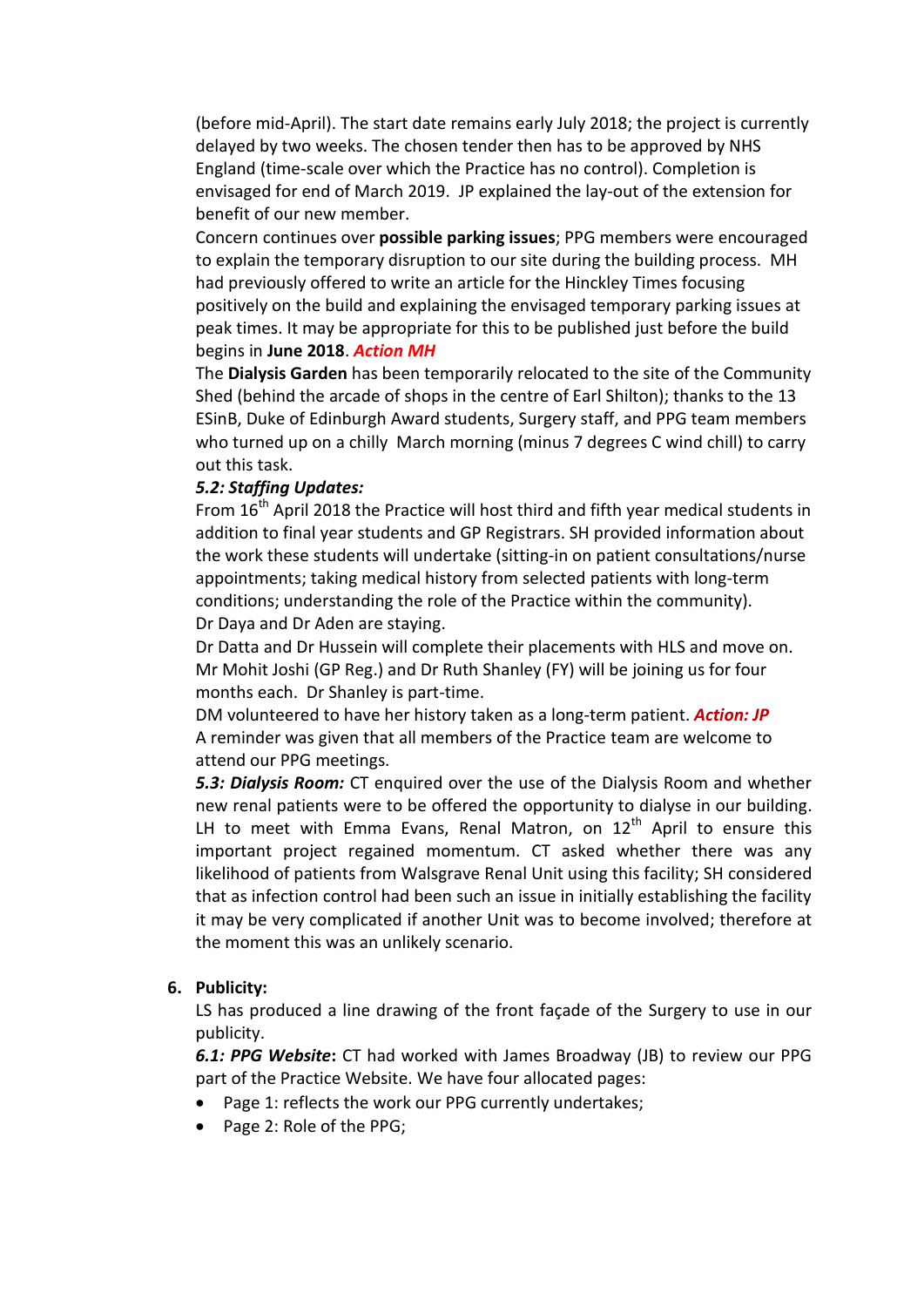(before mid-April). The start date remains early July 2018; the project is currently delayed by two weeks. The chosen tender then has to be approved by NHS England (time-scale over which the Practice has no control). Completion is envisaged for end of March 2019. JP explained the lay-out of the extension for benefit of our new member.

Concern continues over **possible parking issues**; PPG members were encouraged to explain the temporary disruption to our site during the building process. MH had previously offered to write an article for the Hinckley Times focusing positively on the build and explaining the envisaged temporary parking issues at peak times. It may be appropriate for this to be published just before the build begins in **June 2018**. ***Action MH***

The **Dialysis Garden** has been temporarily relocated to the site of the Community Shed (behind the arcade of shops in the centre of Earl Shilton); thanks to the 13 ESinB, Duke of Edinburgh Award students, Surgery staff, and PPG team members who turned up on a chilly March morning (minus 7 degrees C wind chill) to carry out this task.

***5.2: Staffing Updates:***

From 16th April 2018 the Practice will host third and fifth year medical students in addition to final year students and GP Registrars. SH provided information about the work these students will undertake (sitting-in on patient consultations/nurse appointments; taking medical history from selected patients with long-term conditions; understanding the role of the Practice within the community).

Dr Daya and Dr Aden are staying.

Dr Datta and Dr Hussein will complete their placements with HLS and move on. Mr Mohit Joshi (GP Reg.) and Dr Ruth Shanley (FY) will be joining us for four months each. Dr Shanley is part-time.

DM volunteered to have her history taken as a long-term patient. ***Action: JP***

A reminder was given that all members of the Practice team are welcome to attend our PPG meetings.

***5.3: Dialysis Room:*** CT enquired over the use of the Dialysis Room and whether new renal patients were to be offered the opportunity to dialyse in our building. LH to meet with Emma Evans, Renal Matron, on 12th April to ensure this important project regained momentum. CT asked whether there was any likelihood of patients from Walsgrave Renal Unit using this facility; SH considered that as infection control had been such an issue in initially establishing the facility it may be very complicated if another Unit was to become involved; therefore at the moment this was an unlikely scenario.

6. **Publicity:**

LS has produced a line drawing of the front façade of the Surgery to use in our publicity.

***6.1: PPG Website*:** CT had worked with James Broadway (JB) to review our PPG part of the Practice Website. We have four allocated pages:

- Page 1: reflects the work our PPG currently undertakes;
- Page 2: Role of the PPG;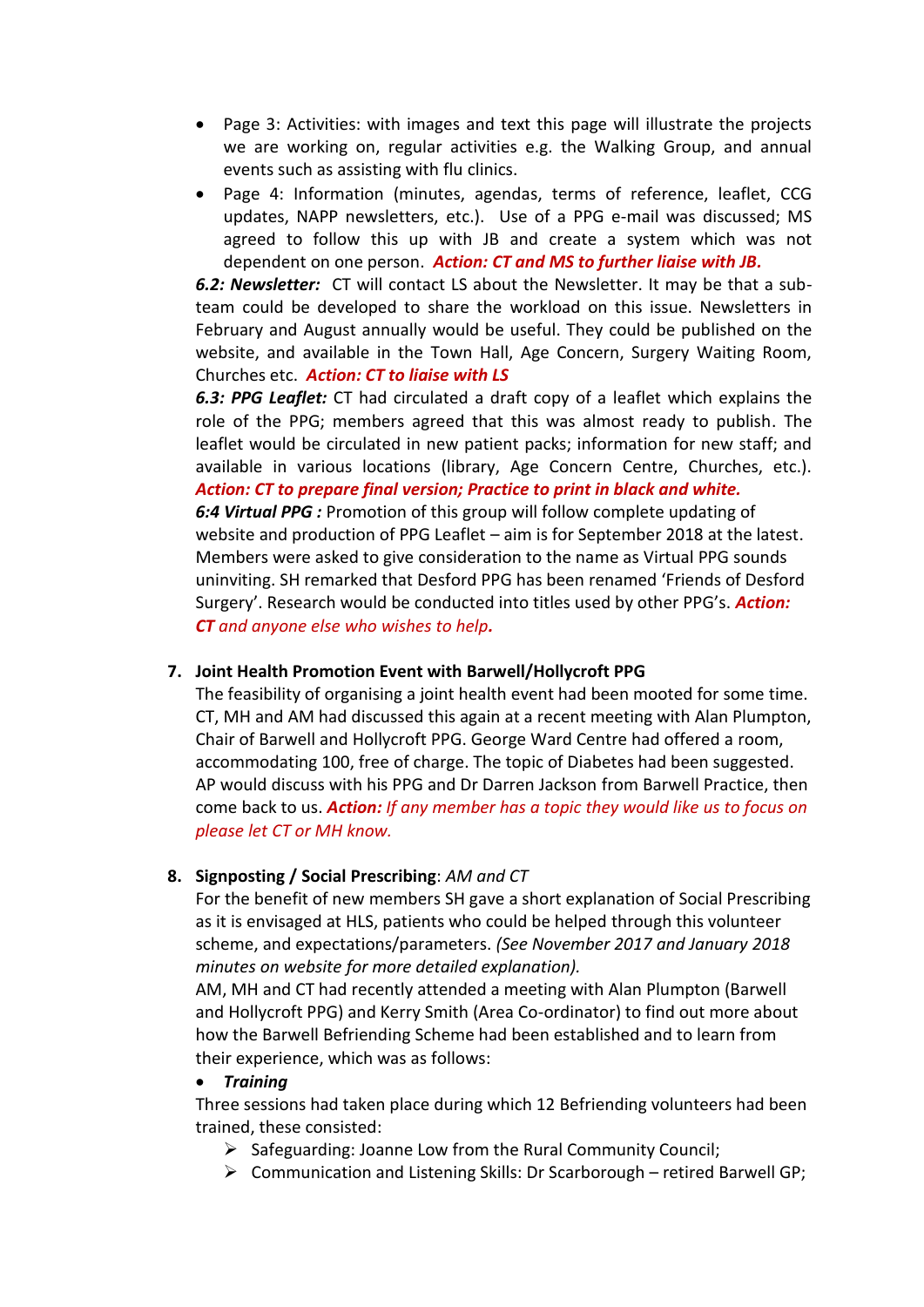- Page 3: Activities: with images and text this page will illustrate the projects we are working on, regular activities e.g. the Walking Group, and annual events such as assisting with flu clinics.
- Page 4: Information (minutes, agendas, terms of reference, leaflet, CCG updates, NAPP newsletters, etc.). Use of a PPG e-mail was discussed; MS agreed to follow this up with JB and create a system which was not dependent on one person. ***Action: CT and MS to further liaise with JB.***

***6.2: Newsletter:*** CT will contact LS about the Newsletter. It may be that a sub-team could be developed to share the workload on this issue. Newsletters in February and August annually would be useful. They could be published on the website, and available in the Town Hall, Age Concern, Surgery Waiting Room, Churches etc. ***Action: CT to liaise with LS***

***6.3: PPG Leaflet:*** CT had circulated a draft copy of a leaflet which explains the role of the PPG; members agreed that this was almost ready to publish. The leaflet would be circulated in new patient packs; information for new staff; and available in various locations (library, Age Concern Centre, Churches, etc.). ***Action: CT to prepare final version; Practice to print in black and white.***

***6:4 Virtual PPG :*** Promotion of this group will follow complete updating of website and production of PPG Leaflet – aim is for September 2018 at the latest. Members were asked to give consideration to the name as Virtual PPG sounds uninviting. SH remarked that Desford PPG has been renamed 'Friends of Desford Surgery'. Research would be conducted into titles used by other PPG's. ***Action: CT*** *and anyone else who wishes to help.*

7. **Joint Health Promotion Event with Barwell/Hollycroft PPG**

   The feasibility of organising a joint health event had been mooted for some time. CT, MH and AM had discussed this again at a recent meeting with Alan Plumpton, Chair of Barwell and Hollycroft PPG. George Ward Centre had offered a room, accommodating 100, free of charge. The topic of Diabetes had been suggested. AP would discuss with his PPG and Dr Darren Jackson from Barwell Practice, then come back to us. ***Action:*** *If any member has a topic they would like us to focus on please let CT or MH know.*

8. **Signposting / Social Prescribing**: *AM and CT*

   For the benefit of new members SH gave a short explanation of Social Prescribing as it is envisaged at HLS, patients who could be helped through this volunteer scheme, and expectations/parameters. *(See November 2017 and January 2018 minutes on website for more detailed explanation).*

   AM, MH and CT had recently attended a meeting with Alan Plumpton (Barwell and Hollycroft PPG) and Kerry Smith (Area Co-ordinator) to find out more about how the Barwell Befriending Scheme had been established and to learn from their experience, which was as follows:

   - ***Training***

   Three sessions had taken place during which 12 Befriending volunteers had been trained, these consisted:

   - Safeguarding: Joanne Low from the Rural Community Council;
   - Communication and Listening Skills: Dr Scarborough – retired Barwell GP;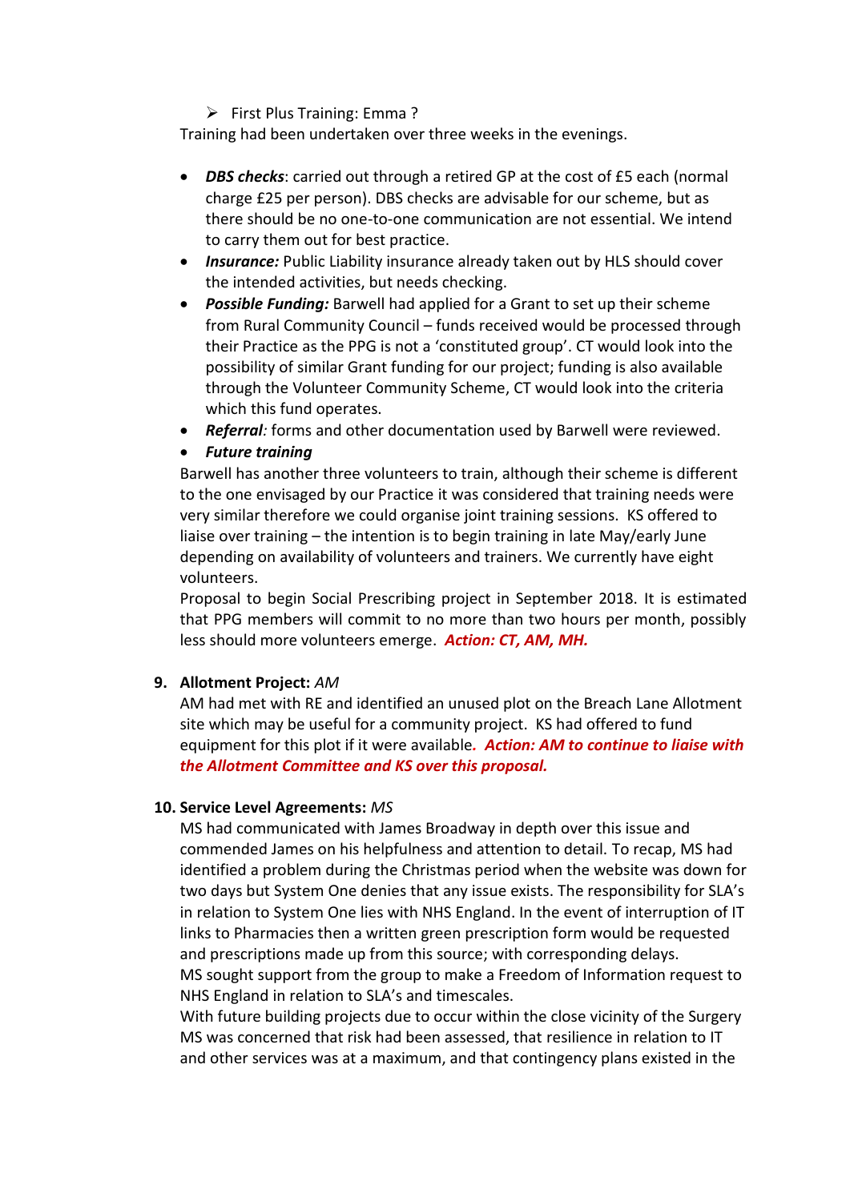- ➢ First Plus Training: Emma ?

Training had been undertaken over three weeks in the evenings.

- ***DBS checks***: carried out through a retired GP at the cost of £5 each (normal charge £25 per person). DBS checks are advisable for our scheme, but as there should be no one-to-one communication are not essential. We intend to carry them out for best practice.
- ***Insurance:*** Public Liability insurance already taken out by HLS should cover the intended activities, but needs checking.
- ***Possible Funding:*** Barwell had applied for a Grant to set up their scheme from Rural Community Council – funds received would be processed through their Practice as the PPG is not a 'constituted group'. CT would look into the possibility of similar Grant funding for our project; funding is also available through the Volunteer Community Scheme, CT would look into the criteria which this fund operates.
- ***Referral****:* forms and other documentation used by Barwell were reviewed.
- ***Future training***

Barwell has another three volunteers to train, although their scheme is different to the one envisaged by our Practice it was considered that training needs were very similar therefore we could organise joint training sessions. KS offered to liaise over training – the intention is to begin training in late May/early June depending on availability of volunteers and trainers. We currently have eight volunteers.

Proposal to begin Social Prescribing project in September 2018. It is estimated that PPG members will commit to no more than two hours per month, possibly less should more volunteers emerge. ***Action: CT, AM, MH.***

**9. Allotment Project:** *AM*

AM had met with RE and identified an unused plot on the Breach Lane Allotment site which may be useful for a community project. KS had offered to fund equipment for this plot if it were available***. Action: AM to continue to liaise with the Allotment Committee and KS over this proposal.***

**10. Service Level Agreements:** *MS*

MS had communicated with James Broadway in depth over this issue and commended James on his helpfulness and attention to detail. To recap, MS had identified a problem during the Christmas period when the website was down for two days but System One denies that any issue exists. The responsibility for SLA's in relation to System One lies with NHS England. In the event of interruption of IT links to Pharmacies then a written green prescription form would be requested and prescriptions made up from this source; with corresponding delays.

MS sought support from the group to make a Freedom of Information request to NHS England in relation to SLA's and timescales.

With future building projects due to occur within the close vicinity of the Surgery MS was concerned that risk had been assessed, that resilience in relation to IT and other services was at a maximum, and that contingency plans existed in the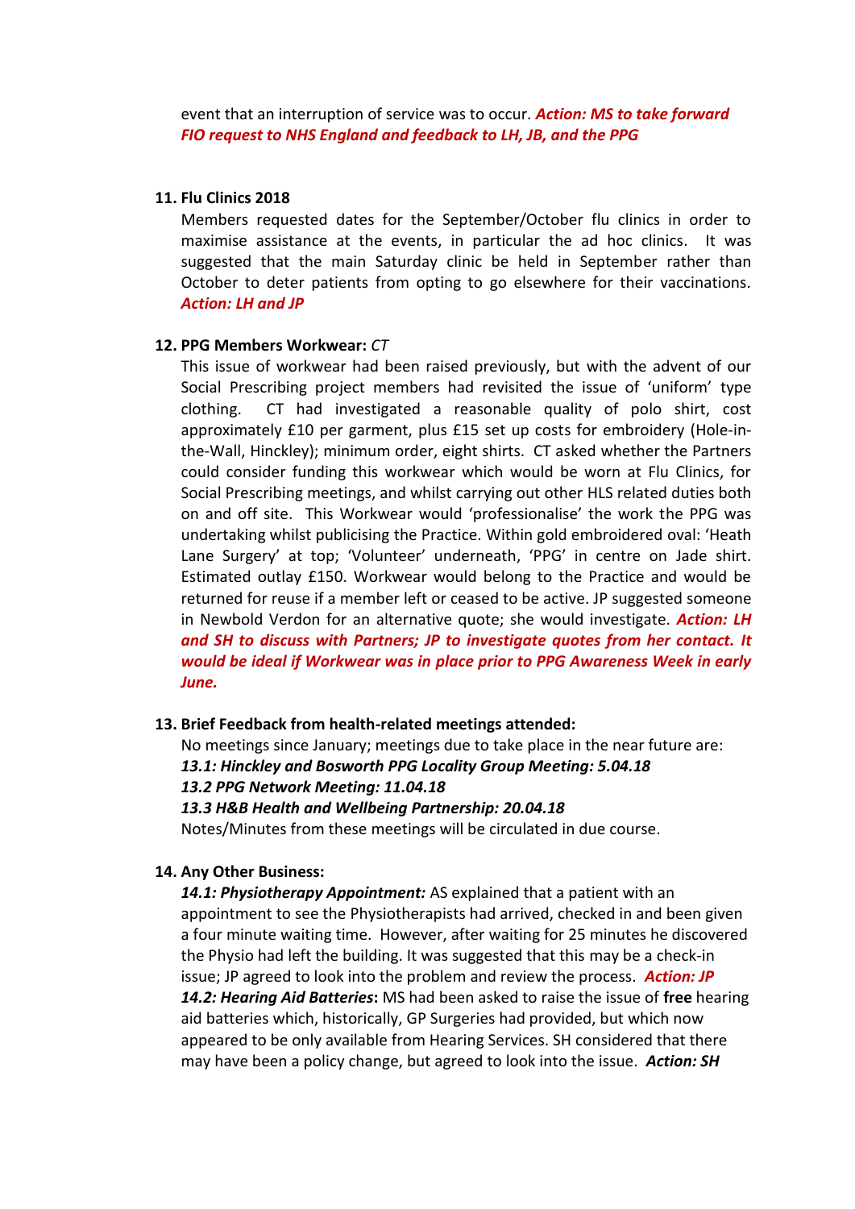event that an interruption of service was to occur. ***Action: MS to take forward FIO request to NHS England and feedback to LH, JB, and the PPG***

**11. Flu Clinics 2018**

Members requested dates for the September/October flu clinics in order to maximise assistance at the events, in particular the ad hoc clinics. It was suggested that the main Saturday clinic be held in September rather than October to deter patients from opting to go elsewhere for their vaccinations. ***Action: LH and JP***

**12. PPG Members Workwear:** *CT*

This issue of workwear had been raised previously, but with the advent of our Social Prescribing project members had revisited the issue of 'uniform' type clothing. CT had investigated a reasonable quality of polo shirt, cost approximately £10 per garment, plus £15 set up costs for embroidery (Hole-in-the-Wall, Hinckley); minimum order, eight shirts. CT asked whether the Partners could consider funding this workwear which would be worn at Flu Clinics, for Social Prescribing meetings, and whilst carrying out other HLS related duties both on and off site. This Workwear would 'professionalise' the work the PPG was undertaking whilst publicising the Practice. Within gold embroidered oval: 'Heath Lane Surgery' at top; 'Volunteer' underneath, 'PPG' in centre on Jade shirt. Estimated outlay £150. Workwear would belong to the Practice and would be returned for reuse if a member left or ceased to be active. JP suggested someone in Newbold Verdon for an alternative quote; she would investigate. ***Action: LH and SH to discuss with Partners; JP to investigate quotes from her contact. It would be ideal if Workwear was in place prior to PPG Awareness Week in early June.***

**13. Brief Feedback from health-related meetings attended:**

No meetings since January; meetings due to take place in the near future are:
***13.1: Hinckley and Bosworth PPG Locality Group Meeting: 5.04.18***
***13.2 PPG Network Meeting: 11.04.18***
***13.3 H&B Health and Wellbeing Partnership: 20.04.18***
Notes/Minutes from these meetings will be circulated in due course.

**14. Any Other Business:**

***14.1: Physiotherapy Appointment:*** AS explained that a patient with an appointment to see the Physiotherapists had arrived, checked in and been given a four minute waiting time. However, after waiting for 25 minutes he discovered the Physio had left the building. It was suggested that this may be a check-in issue; JP agreed to look into the problem and review the process. ***Action: JP***
***14.2: Hearing Aid Batteries*:** MS had been asked to raise the issue of **free** hearing aid batteries which, historically, GP Surgeries had provided, but which now appeared to be only available from Hearing Services. SH considered that there may have been a policy change, but agreed to look into the issue. ***Action: SH***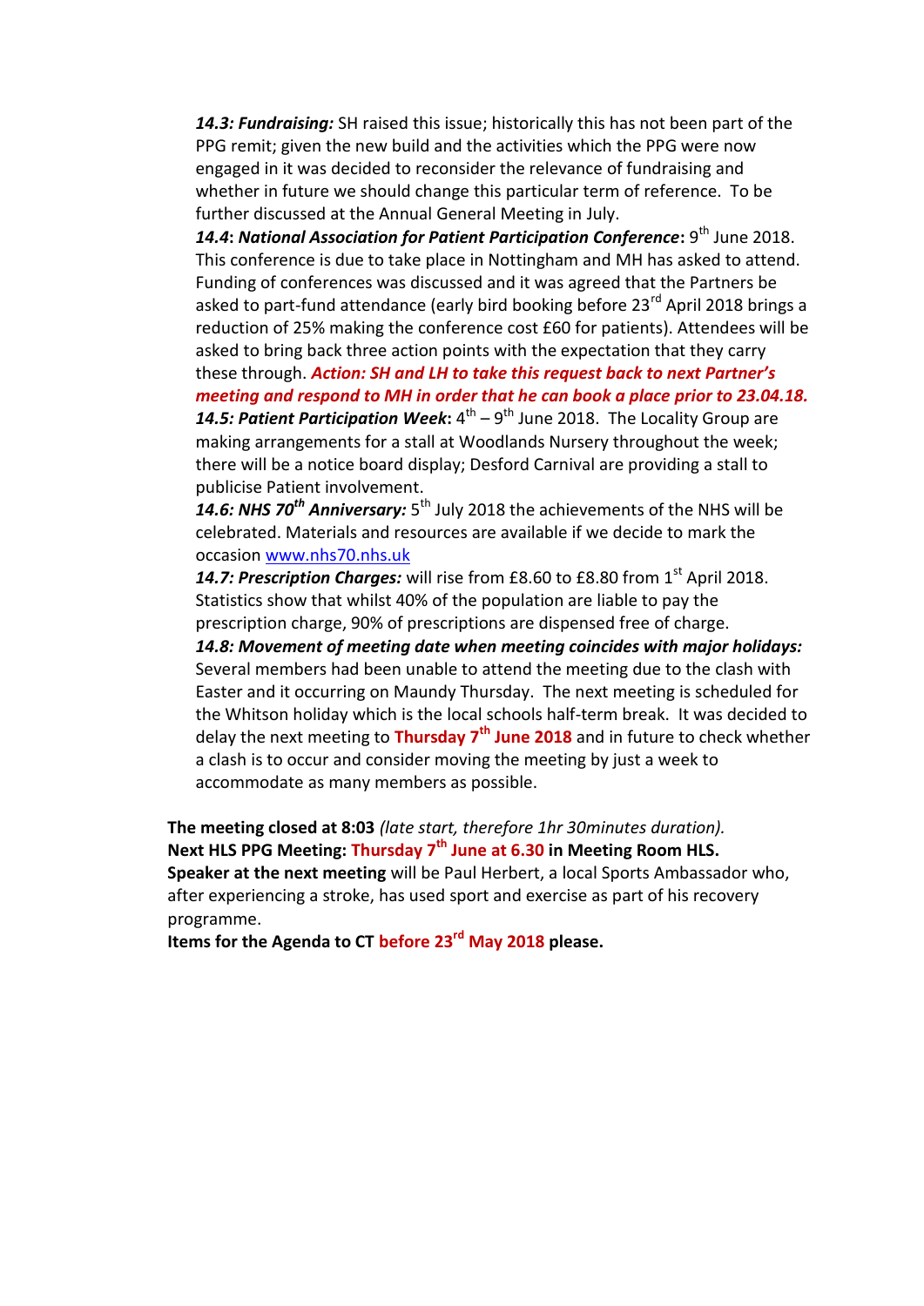***14.3: Fundraising:*** SH raised this issue; historically this has not been part of the PPG remit; given the new build and the activities which the PPG were now engaged in it was decided to reconsider the relevance of fundraising and whether in future we should change this particular term of reference. To be further discussed at the Annual General Meeting in July.

***14.4*: *National Association for Patient Participation Conference*:** 9th June 2018. This conference is due to take place in Nottingham and MH has asked to attend. Funding of conferences was discussed and it was agreed that the Partners be asked to part-fund attendance (early bird booking before 23rd April 2018 brings a reduction of 25% making the conference cost £60 for patients). Attendees will be asked to bring back three action points with the expectation that they carry these through. ***Action: SH and LH to take this request back to next Partner's meeting and respond to MH in order that he can book a place prior to 23.04.18.***

***14.5: Patient Participation Week*:** 4th – 9th June 2018. The Locality Group are making arrangements for a stall at Woodlands Nursery throughout the week; there will be a notice board display; Desford Carnival are providing a stall to publicise Patient involvement.

***14.6: NHS 70th Anniversary:*** 5th July 2018 the achievements of the NHS will be celebrated. Materials and resources are available if we decide to mark the occasion www.nhs70.nhs.uk

***14.7: Prescription Charges:*** will rise from £8.60 to £8.80 from 1st April 2018. Statistics show that whilst 40% of the population are liable to pay the prescription charge, 90% of prescriptions are dispensed free of charge.

***14.8: Movement of meeting date when meeting coincides with major holidays:*** Several members had been unable to attend the meeting due to the clash with Easter and it occurring on Maundy Thursday. The next meeting is scheduled for the Whitson holiday which is the local schools half-term break. It was decided to delay the next meeting to **Thursday 7th June 2018** and in future to check whether a clash is to occur and consider moving the meeting by just a week to accommodate as many members as possible.

**The meeting closed at 8:03** *(late start, therefore 1hr 30minutes duration).*
**Next HLS PPG Meeting: Thursday 7th June at 6.30 in Meeting Room HLS.**
**Speaker at the next meeting** will be Paul Herbert, a local Sports Ambassador who, after experiencing a stroke, has used sport and exercise as part of his recovery programme.
**Items for the Agenda to CT before 23rd May 2018 please.**